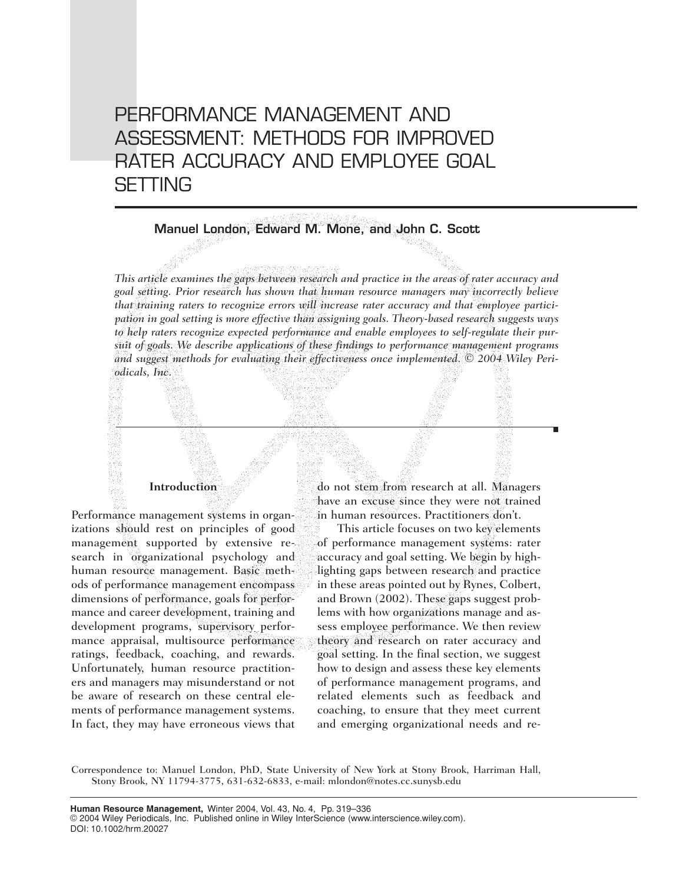# PERFORMANCE MANAGEMENT AND ASSESSMENT: METHODS FOR IMPROVED RATER ACCURACY AND EMPLOYEE GOAL SETTING

**Manuel London, Edward M. Mone, and John C. Scott**

*This article examines the gaps between research and practice in the areas of rater accuracy and goal setting. Prior research has shown that human resource managers may incorrectly believe that training raters to recognize errors will increase rater accuracy and that employee participation in goal setting is more effective than assigning goals. Theory-based research suggests ways to help raters recognize expected performance and enable employees to self-regulate their pursuit of goals. We describe applications of these findings to performance management programs and suggest methods for evaluating their effectiveness once implemented. © 2004 Wiley Periodicals, Inc.*

## Introduction

Performance management systems in organizations should rest on principles of good management supported by extensive research in organizational psychology and human resource management. Basic methods of performance management encompass dimensions of performance, goals for performance and career development, training and development programs, supervisory performance appraisal, multisource performance ratings, feedback, coaching, and rewards. Unfortunately, human resource practitioners and managers may misunderstand or not be aware of research on these central elements of performance management systems. In fact, they may have erroneous views that do not stem from research at all. Managers have an excuse since they were not trained in human resources. Practitioners don't.

This article focuses on two key elements of performance management systems: rater accuracy and goal setting. We begin by highlighting gaps between research and practice in these areas pointed out by Rynes, Colbert, and Brown (2002). These gaps suggest problems with how organizations manage and assess employee performance. We then review theory and research on rater accuracy and goal setting. In the final section, we suggest how to design and assess these key elements of performance management programs, and related elements such as feedback and coaching, to ensure that they meet current and emerging organizational needs and re-

Correspondence to: Manuel London, PhD, State University of New York at Stony Brook, Harriman Hall, Stony Brook, NY 11794-3775, 631-632-6833, e-mail: mlondon@notes.cc.sunysb.edu

© 2004 Wiley Periodicals, Inc. Published online in Wiley InterScience (www.interscience.wiley.com).
DOI: 10.1002/hrm.20027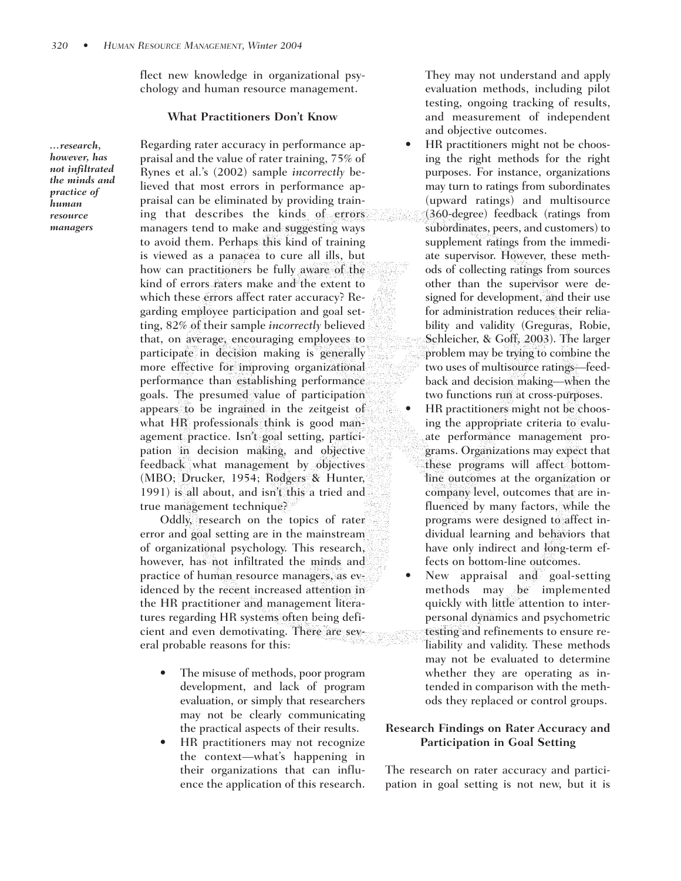flect new knowledge in organizational psychology and human resource management.

### What Practitioners Don't Know

*…research, however, has not infiltrated the minds and practice of human resource managers*

Regarding rater accuracy in performance appraisal and the value of rater training, 75% of Rynes et al.'s (2002) sample *incorrectly* believed that most errors in performance appraisal can be eliminated by providing training that describes the kinds of errors managers tend to make and suggesting ways to avoid them. Perhaps this kind of training is viewed as a panacea to cure all ills, but how can practitioners be fully aware of the kind of errors raters make and the extent to which these errors affect rater accuracy? Regarding employee participation and goal setting, 82% of their sample *incorrectly* believed that, on average, encouraging employees to participate in decision making is generally more effective for improving organizational performance than establishing performance goals. The presumed value of participation appears to be ingrained in the zeitgeist of what HR professionals think is good management practice. Isn't goal setting, participation in decision making, and objective feedback what management by objectives (MBO; Drucker, 1954; Rodgers & Hunter, 1991) is all about, and isn't this a tried and true management technique?

Oddly, research on the topics of rater error and goal setting are in the mainstream of organizational psychology. This research, however, has not infiltrated the minds and practice of human resource managers, as evidenced by the recent increased attention in the HR practitioner and management literatures regarding HR systems often being deficient and even demotivating. There are several probable reasons for this:

- The misuse of methods, poor program development, and lack of program evaluation, or simply that researchers may not be clearly communicating the practical aspects of their results.
- HR practitioners may not recognize the context—what's happening in their organizations that can influence the application of this research. They may not understand and apply evaluation methods, including pilot testing, ongoing tracking of results, and measurement of independent and objective outcomes.
- HR practitioners might not be choosing the right methods for the right purposes. For instance, organizations may turn to ratings from subordinates (upward ratings) and multisource (360-degree) feedback (ratings from subordinates, peers, and customers) to supplement ratings from the immediate supervisor. However, these methods of collecting ratings from sources other than the supervisor were designed for development, and their use for administration reduces their reliability and validity (Greguras, Robie, Schleicher, & Goff, 2003). The larger problem may be trying to combine the two uses of multisource ratings—feedback and decision making—when the two functions run at cross-purposes.
- HR practitioners might not be choosing the appropriate criteria to evaluate performance management programs. Organizations may expect that these programs will affect bottom-line outcomes at the organization or company level, outcomes that are influenced by many factors, while the programs were designed to affect individual learning and behaviors that have only indirect and long-term effects on bottom-line outcomes.
- New appraisal and goal-setting methods may be implemented quickly with little attention to interpersonal dynamics and psychometric testing and refinements to ensure reliability and validity. These methods may not be evaluated to determine whether they are operating as intended in comparison with the methods they replaced or control groups.

### Research Findings on Rater Accuracy and Participation in Goal Setting

The research on rater accuracy and participation in goal setting is not new, but it is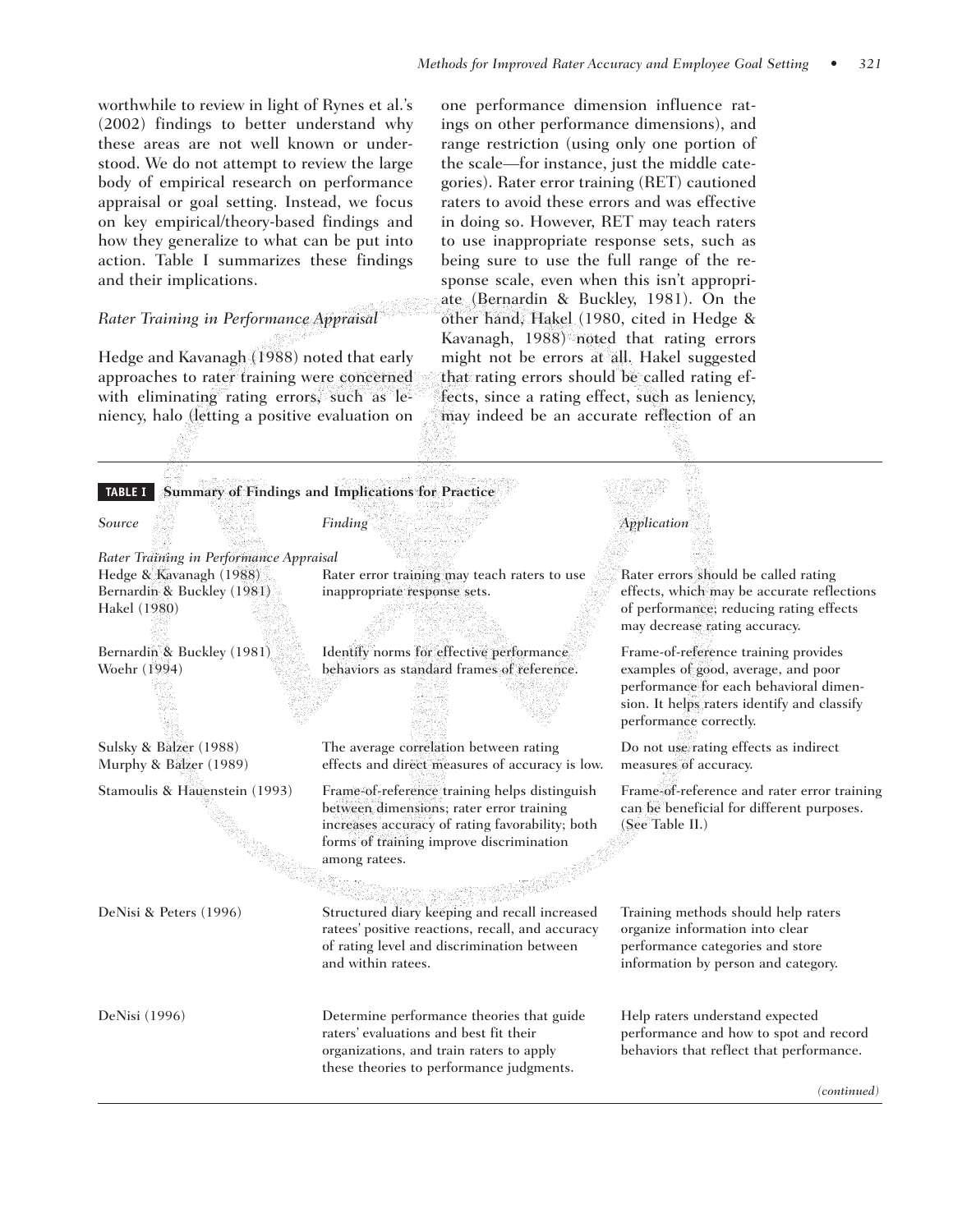worthwhile to review in light of Rynes et al.'s (2002) findings to better understand why these areas are not well known or understood. We do not attempt to review the large body of empirical research on performance appraisal or goal setting. Instead, we focus on key empirical/theory-based findings and how they generalize to what can be put into action. Table I summarizes these findings and their implications.

### *Rater Training in Performance Appraisal*

Hedge and Kavanagh (1988) noted that early approaches to rater training were concerned with eliminating rating errors, such as leniency, halo (letting a positive evaluation on one performance dimension influence ratings on other performance dimensions), and range restriction (using only one portion of the scale—for instance, just the middle categories). Rater error training (RET) cautioned raters to avoid these errors and was effective in doing so. However, RET may teach raters to use inappropriate response sets, such as being sure to use the full range of the response scale, even when this isn't appropriate (Bernardin & Buckley, 1981). On the other hand, Hakel (1980, cited in Hedge & Kavanagh, 1988) noted that rating errors might not be errors at all. Hakel suggested that rating errors should be called rating effects, since a rating effect, such as leniency, may indeed be an accurate reflection of an

**TABLE I** **Summary of Findings and Implications for Practice**

| *Source* | *Finding* | *Application* |
|---|---|---|
| *Rater Training in Performance Appraisal* | | |
| Hedge & Kavanagh (1988)<br>Bernardin & Buckley (1981)<br>Hakel (1980) | Rater error training may teach raters to use inappropriate response sets. | Rater errors should be called rating effects, which may be accurate reflections of performance; reducing rating effects may decrease rating accuracy. |
| Bernardin & Buckley (1981)<br>Woehr (1994) | Identify norms for effective performance behaviors as standard frames of reference. | Frame-of-reference training provides examples of good, average, and poor performance for each behavioral dimension. It helps raters identify and classify performance correctly. |
| Sulsky & Balzer (1988)<br>Murphy & Balzer (1989) | The average correlation between rating effects and direct measures of accuracy is low. | Do not use rating effects as indirect measures of accuracy. |
| Stamoulis & Hauenstein (1993) | Frame-of-reference training helps distinguish between dimensions; rater error training increases accuracy of rating favorability; both forms of training improve discrimination among ratees. | Frame-of-reference and rater error training can be beneficial for different purposes. (See Table II.) |
| DeNisi & Peters (1996) | Structured diary keeping and recall increased ratees' positive reactions, recall, and accuracy of rating level and discrimination between and within ratees. | Training methods should help raters organize information into clear performance categories and store information by person and category. |
| DeNisi (1996) | Determine performance theories that guide raters' evaluations and best fit their organizations, and train raters to apply these theories to performance judgments. | Help raters understand expected performance and how to spot and record behaviors that reflect that performance. |

*(continued)*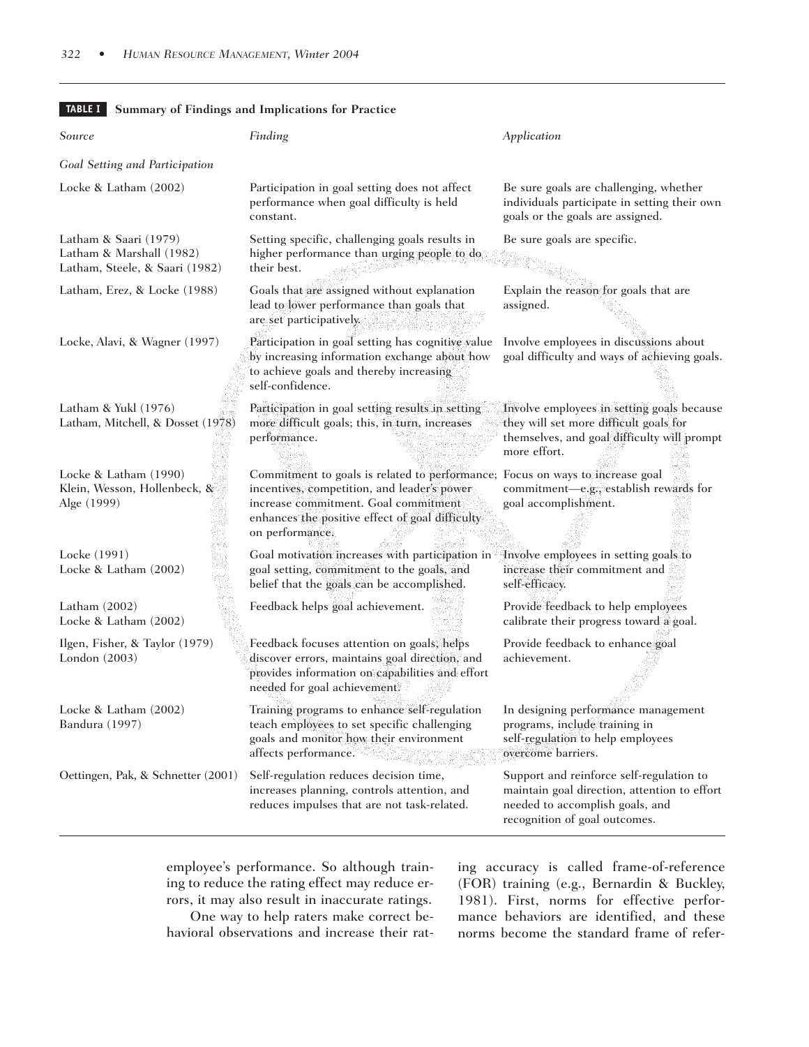**TABLE I Summary of Findings and Implications for Practice**

| *Source* | *Finding* | *Application* |
|---|---|---|
| *Goal Setting and Participation* | | |
| Locke & Latham (2002) | Participation in goal setting does not affect performance when goal difficulty is held constant. | Be sure goals are challenging, whether individuals participate in setting their own goals or the goals are assigned. |
| Latham & Saari (1979) Latham & Marshall (1982) Latham, Steele, & Saari (1982) | Setting specific, challenging goals results in higher performance than urging people to do their best. | Be sure goals are specific. |
| Latham, Erez, & Locke (1988) | Goals that are assigned without explanation lead to lower performance than goals that are set participatively. | Explain the reason for goals that are assigned. |
| Locke, Alavi, & Wagner (1997) | Participation in goal setting has cognitive value by increasing information exchange about how to achieve goals and thereby increasing self-confidence. | Involve employees in discussions about goal difficulty and ways of achieving goals. |
| Latham & Yukl (1976) Latham, Mitchell, & Dosset (1978) | Participation in goal setting results in setting more difficult goals; this, in turn, increases performance. | Involve employees in setting goals because they will set more difficult goals for themselves, and goal difficulty will prompt more effort. |
| Locke & Latham (1990) Klein, Wesson, Hollenbeck, & Alge (1999) | Commitment to goals is related to performance; incentives, competition, and leader's power increase commitment. Goal commitment enhances the positive effect of goal difficulty on performance. | Focus on ways to increase goal commitment—e.g., establish rewards for goal accomplishment. |
| Locke (1991) Locke & Latham (2002) | Goal motivation increases with participation in goal setting, commitment to the goals, and belief that the goals can be accomplished. | Involve employees in setting goals to increase their commitment and self-efficacy. |
| Latham (2002) Locke & Latham (2002) | Feedback helps goal achievement. | Provide feedback to help employees calibrate their progress toward a goal. |
| Ilgen, Fisher, & Taylor (1979) London (2003) | Feedback focuses attention on goals, helps discover errors, maintains goal direction, and provides information on capabilities and effort needed for goal achievement. | Provide feedback to enhance goal achievement. |
| Locke & Latham (2002) Bandura (1997) | Training programs to enhance self-regulation teach employees to set specific challenging goals and monitor how their environment affects performance. | In designing performance management programs, include training in self-regulation to help employees overcome barriers. |
| Oettingen, Pak, & Schnetter (2001) | Self-regulation reduces decision time, increases planning, controls attention, and reduces impulses that are not task-related. | Support and reinforce self-regulation to maintain goal direction, attention to effort needed to accomplish goals, and recognition of goal outcomes. |

employee's performance. So although training to reduce the rating effect may reduce errors, it may also result in inaccurate ratings.

One way to help raters make correct behavioral observations and increase their rating accuracy is called frame-of-reference (FOR) training (e.g., Bernardin & Buckley, 1981). First, norms for effective performance behaviors are identified, and these norms become the standard frame of refer-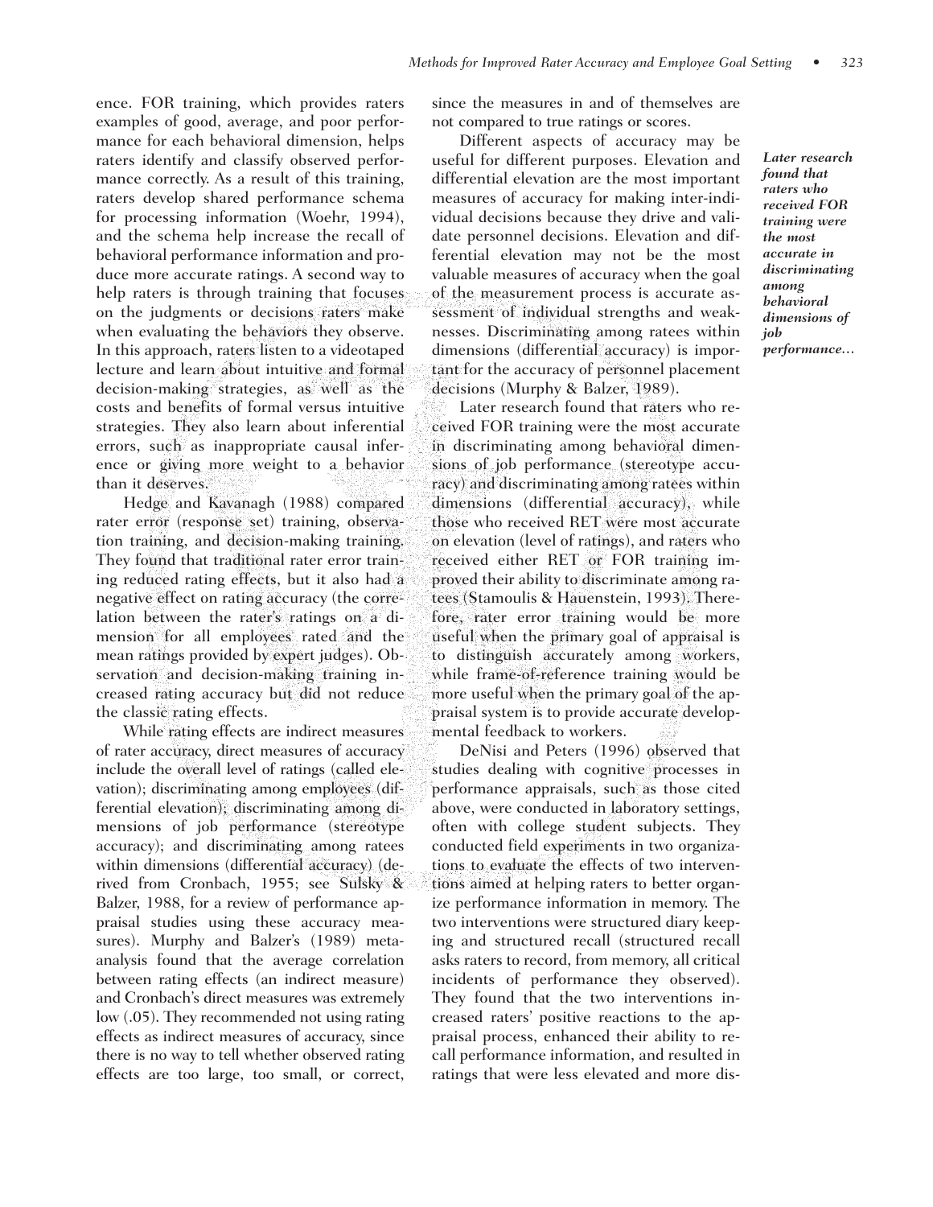ence. FOR training, which provides raters examples of good, average, and poor performance for each behavioral dimension, helps raters identify and classify observed performance correctly. As a result of this training, raters develop shared performance schema for processing information (Woehr, 1994), and the schema help increase the recall of behavioral performance information and produce more accurate ratings. A second way to help raters is through training that focuses on the judgments or decisions raters make when evaluating the behaviors they observe. In this approach, raters listen to a videotaped lecture and learn about intuitive and formal decision-making strategies, as well as the costs and benefits of formal versus intuitive strategies. They also learn about inferential errors, such as inappropriate causal inference or giving more weight to a behavior than it deserves.

Hedge and Kavanagh (1988) compared rater error (response set) training, observation training, and decision-making training. They found that traditional rater error training reduced rating effects, but it also had a negative effect on rating accuracy (the correlation between the rater's ratings on a dimension for all employees rated and the mean ratings provided by expert judges). Observation and decision-making training increased rating accuracy but did not reduce the classic rating effects.

While rating effects are indirect measures of rater accuracy, direct measures of accuracy include the overall level of ratings (called elevation); discriminating among employees (differential elevation); discriminating among dimensions of job performance (stereotype accuracy); and discriminating among ratees within dimensions (differential accuracy) (derived from Cronbach, 1955; see Sulsky & Balzer, 1988, for a review of performance appraisal studies using these accuracy measures). Murphy and Balzer's (1989) meta-analysis found that the average correlation between rating effects (an indirect measure) and Cronbach's direct measures was extremely low (.05). They recommended not using rating effects as indirect measures of accuracy, since there is no way to tell whether observed rating effects are too large, too small, or correct, since the measures in and of themselves are not compared to true ratings or scores.

Different aspects of accuracy may be useful for different purposes. Elevation and differential elevation are the most important measures of accuracy for making inter-individual decisions because they drive and validate personnel decisions. Elevation and differential elevation may not be the most valuable measures of accuracy when the goal of the measurement process is accurate assessment of individual strengths and weaknesses. Discriminating among ratees within dimensions (differential accuracy) is important for the accuracy of personnel placement decisions (Murphy & Balzer, 1989).

*Later research found that raters who received FOR training were the most accurate in discriminating among behavioral dimensions of job performance...*

Later research found that raters who received FOR training were the most accurate in discriminating among behavioral dimensions of job performance (stereotype accuracy) and discriminating among ratees within dimensions (differential accuracy), while those who received RET were most accurate on elevation (level of ratings), and raters who received either RET or FOR training improved their ability to discriminate among ratees (Stamoulis & Hauenstein, 1993). Therefore, rater error training would be more useful when the primary goal of appraisal is to distinguish accurately among workers, while frame-of-reference training would be more useful when the primary goal of the appraisal system is to provide accurate developmental feedback to workers.

DeNisi and Peters (1996) observed that studies dealing with cognitive processes in performance appraisals, such as those cited above, were conducted in laboratory settings, often with college student subjects. They conducted field experiments in two organizations to evaluate the effects of two interventions aimed at helping raters to better organize performance information in memory. The two interventions were structured diary keeping and structured recall (structured recall asks raters to record, from memory, all critical incidents of performance they observed). They found that the two interventions increased raters' positive reactions to the appraisal process, enhanced their ability to recall performance information, and resulted in ratings that were less elevated and more dis-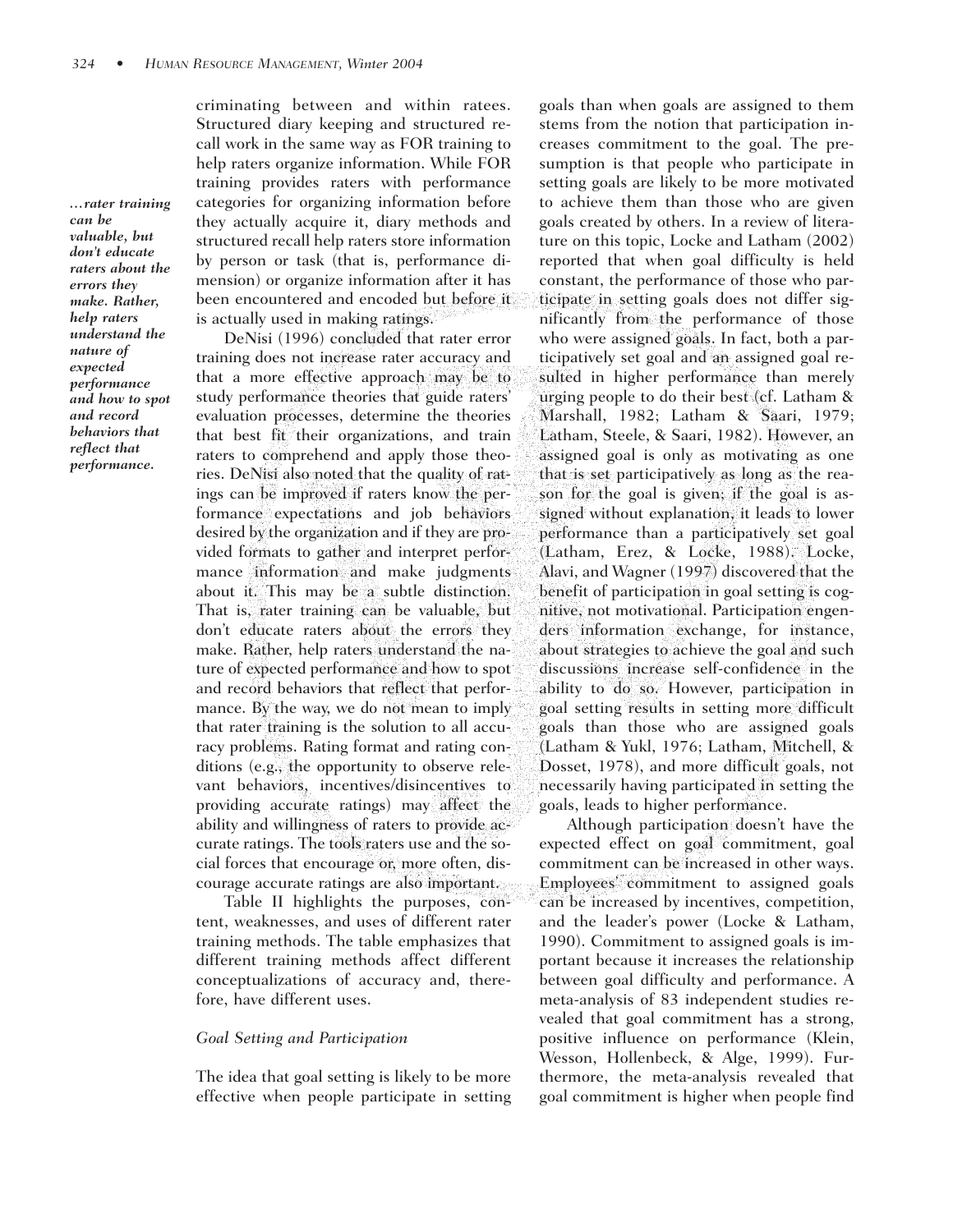criminating between and within ratees. Structured diary keeping and structured recall work in the same way as FOR training to help raters organize information. While FOR training provides raters with performance categories for organizing information before they actually acquire it, diary methods and structured recall help raters store information by person or task (that is, performance dimension) or organize information after it has been encountered and encoded but before it is actually used in making ratings.

*...rater training can be valuable, but don't educate raters about the errors they make. Rather, help raters understand the nature of expected performance and how to spot and record behaviors that reflect that performance.*

DeNisi (1996) concluded that rater error training does not increase rater accuracy and that a more effective approach may be to study performance theories that guide raters' evaluation processes, determine the theories that best fit their organizations, and train raters to comprehend and apply those theories. DeNisi also noted that the quality of ratings can be improved if raters know the performance expectations and job behaviors desired by the organization and if they are provided formats to gather and interpret performance information and make judgments about it. This may be a subtle distinction. That is, rater training can be valuable, but don't educate raters about the errors they make. Rather, help raters understand the nature of expected performance and how to spot and record behaviors that reflect that performance. By the way, we do not mean to imply that rater training is the solution to all accuracy problems. Rating format and rating conditions (e.g., the opportunity to observe relevant behaviors, incentives/disincentives to providing accurate ratings) may affect the ability and willingness of raters to provide accurate ratings. The tools raters use and the social forces that encourage or, more often, discourage accurate ratings are also important.

Table II highlights the purposes, content, weaknesses, and uses of different rater training methods. The table emphasizes that different training methods affect different conceptualizations of accuracy and, therefore, have different uses.

### *Goal Setting and Participation*

The idea that goal setting is likely to be more effective when people participate in setting goals than when goals are assigned to them stems from the notion that participation increases commitment to the goal. The presumption is that people who participate in setting goals are likely to be more motivated to achieve them than those who are given goals created by others. In a review of literature on this topic, Locke and Latham (2002) reported that when goal difficulty is held constant, the performance of those who participate in setting goals does not differ significantly from the performance of those who were assigned goals. In fact, both a participatively set goal and an assigned goal resulted in higher performance than merely urging people to do their best (cf. Latham & Marshall, 1982; Latham & Saari, 1979; Latham, Steele, & Saari, 1982). However, an assigned goal is only as motivating as one that is set participatively as long as the reason for the goal is given; if the goal is assigned without explanation, it leads to lower performance than a participatively set goal (Latham, Erez, & Locke, 1988). Locke, Alavi, and Wagner (1997) discovered that the benefit of participation in goal setting is cognitive, not motivational. Participation engenders information exchange, for instance, about strategies to achieve the goal and such discussions increase self-confidence in the ability to do so. However, participation in goal setting results in setting more difficult goals than those who are assigned goals (Latham & Yukl, 1976; Latham, Mitchell, & Dosset, 1978), and more difficult goals, not necessarily having participated in setting the goals, leads to higher performance.

Although participation doesn't have the expected effect on goal commitment, goal commitment can be increased in other ways. Employees' commitment to assigned goals can be increased by incentives, competition, and the leader's power (Locke & Latham, 1990). Commitment to assigned goals is important because it increases the relationship between goal difficulty and performance. A meta-analysis of 83 independent studies revealed that goal commitment has a strong, positive influence on performance (Klein, Wesson, Hollenbeck, & Alge, 1999). Furthermore, the meta-analysis revealed that goal commitment is higher when people find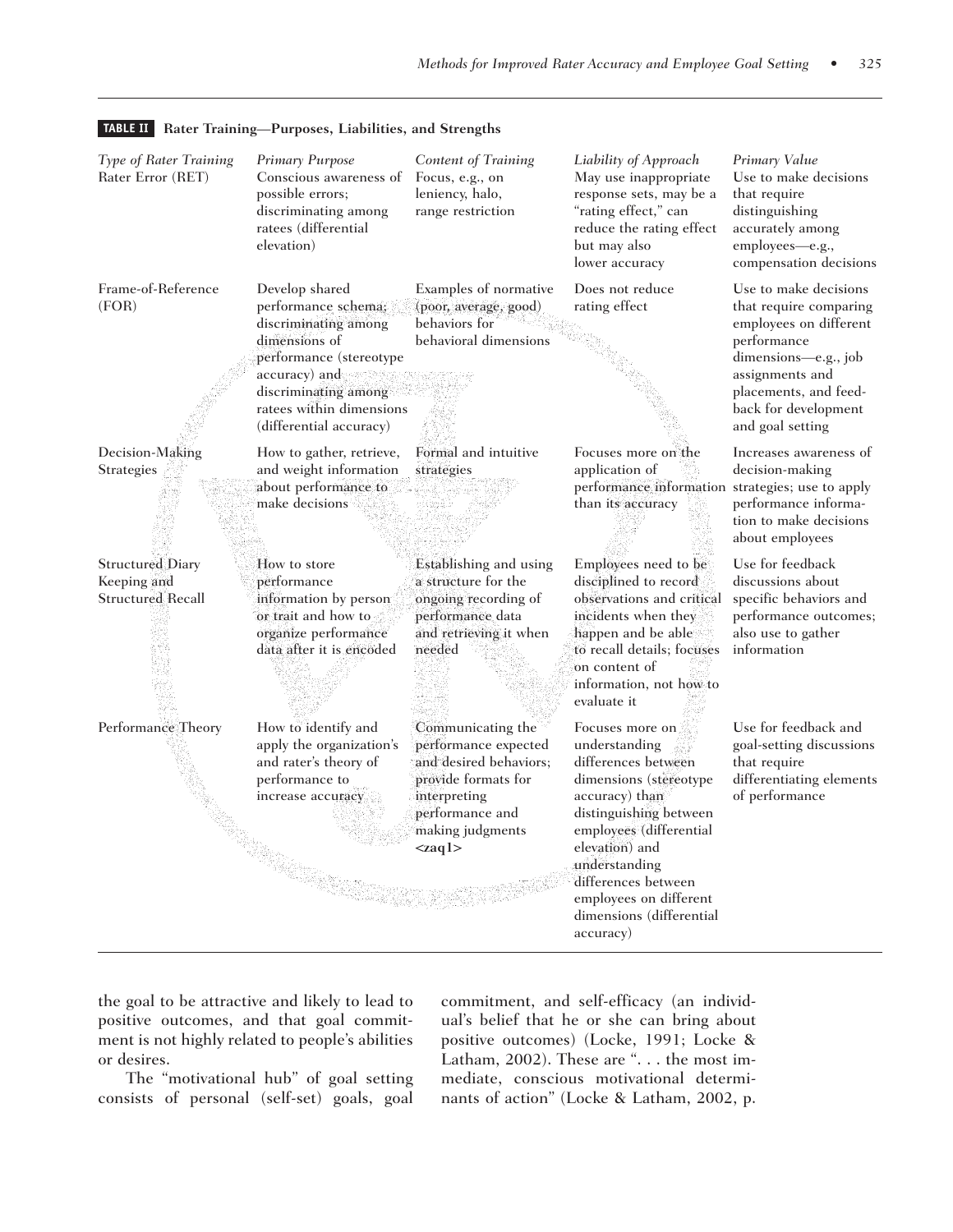**TABLE II Rater Training—Purposes, Liabilities, and Strengths**

| *Type of Rater Training* | *Primary Purpose* | *Content of Training* | *Liability of Approach* | *Primary Value* |
|---|---|---|---|---|
| Rater Error (RET) | Conscious awareness of possible errors; discriminating among ratees (differential elevation) | Focus, e.g., on leniency, halo, range restriction | May use inappropriate response sets, may be a "rating effect," can reduce the rating effect but may also lower accuracy | Use to make decisions that require distinguishing accurately among employees—e.g., compensation decisions |
| Frame-of-Reference (FOR) | Develop shared performance schema; discriminating among dimensions of performance (stereotype accuracy) and discriminating among ratees within dimensions (differential accuracy) | Examples of normative (poor, average, good) behaviors for behavioral dimensions | Does not reduce rating effect | Use to make decisions that require comparing employees on different performance dimensions—e.g., job assignments and placements, and feedback for development and goal setting |
| Decision-Making Strategies | How to gather, retrieve, and weight information about performance to make decisions | Formal and intuitive strategies | Focuses more on the application of performance information than its accuracy | Increases awareness of decision-making strategies; use to apply performance information to make decisions about employees |
| Structured Diary Keeping and Structured Recall | How to store performance information by person or trait and how to organize performance data after it is encoded | Establishing and using a structure for the ongoing recording of performance data and retrieving it when needed | Employees need to be disciplined to record observations and critical incidents when they happen and be able to recall details; focuses on content of information, not how to evaluate it | Use for feedback discussions about specific behaviors and performance outcomes; also use to gather information |
| Performance Theory | How to identify and apply the organization's and rater's theory of performance to increase accuracy | Communicating the performance expected and desired behaviors; provide formats for interpreting performance and making judgments **<zaq1>** | Focuses more on understanding differences between dimensions (stereotype accuracy) than distinguishing between employees (differential elevation) and understanding differences between employees on different dimensions (differential accuracy) | Use for feedback and goal-setting discussions that require differentiating elements of performance |

the goal to be attractive and likely to lead to positive outcomes, and that goal commitment is not highly related to people's abilities or desires.

The "motivational hub" of goal setting consists of personal (self-set) goals, goal commitment, and self-efficacy (an individual's belief that he or she can bring about positive outcomes) (Locke, 1991; Locke & Latham, 2002). These are ". . . the most immediate, conscious motivational determinants of action" (Locke & Latham, 2002, p.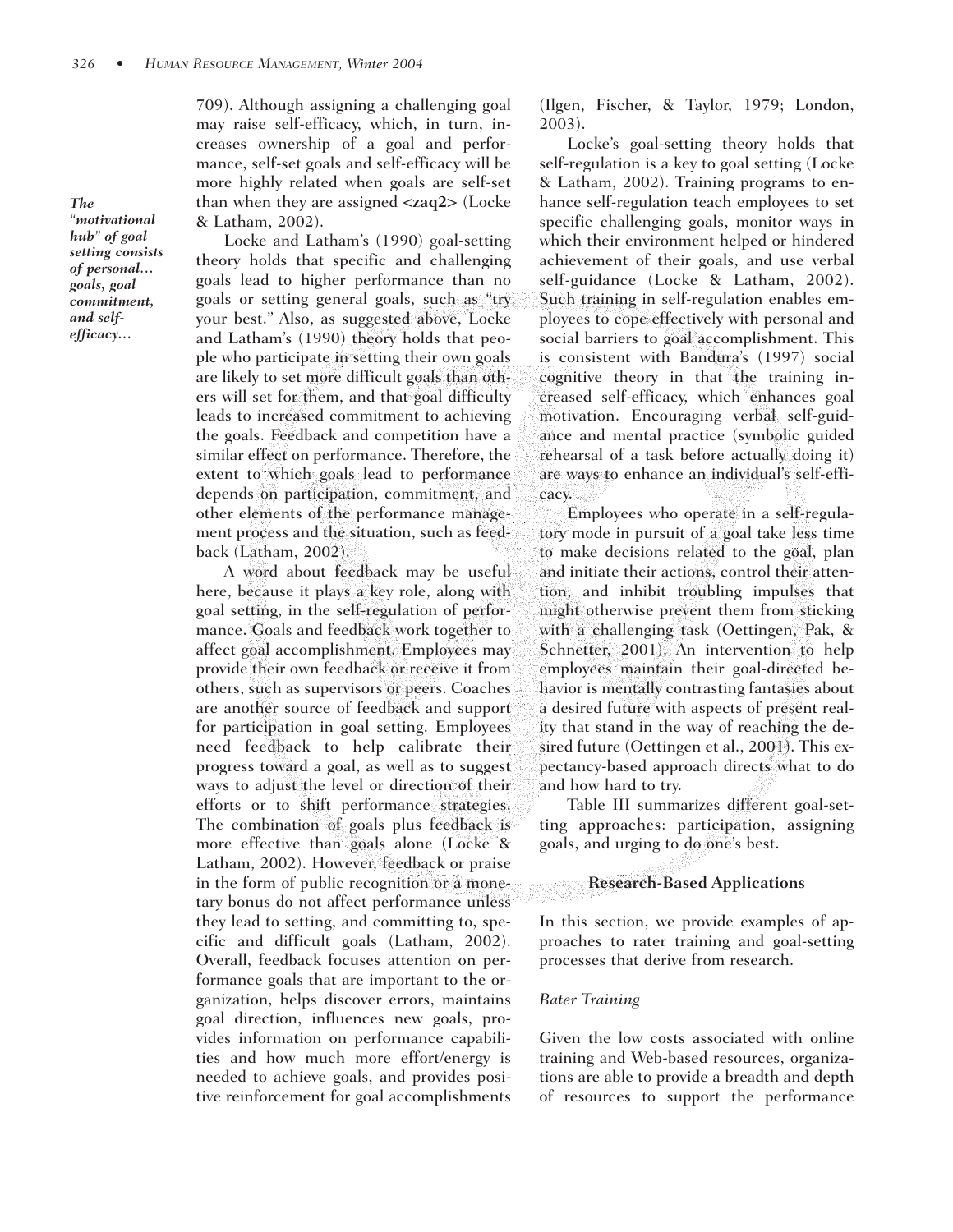709). Although assigning a challenging goal may raise self-efficacy, which, in turn, increases ownership of a goal and performance, self-set goals and self-efficacy will be more highly related when goals are self-set than when they are assigned <zaq2> (Locke & Latham, 2002).

*The "motivational hub" of goal setting consists of personal... goals, goal commitment, and self-efficacy...*

Locke and Latham's (1990) goal-setting theory holds that specific and challenging goals lead to higher performance than no goals or setting general goals, such as "try your best." Also, as suggested above, Locke and Latham's (1990) theory holds that people who participate in setting their own goals are likely to set more difficult goals than others will set for them, and that goal difficulty leads to increased commitment to achieving the goals. Feedback and competition have a similar effect on performance. Therefore, the extent to which goals lead to performance depends on participation, commitment, and other elements of the performance management process and the situation, such as feedback (Latham, 2002).

A word about feedback may be useful here, because it plays a key role, along with goal setting, in the self-regulation of performance. Goals and feedback work together to affect goal accomplishment. Employees may provide their own feedback or receive it from others, such as supervisors or peers. Coaches are another source of feedback and support for participation in goal setting. Employees need feedback to help calibrate their progress toward a goal, as well as to suggest ways to adjust the level or direction of their efforts or to shift performance strategies. The combination of goals plus feedback is more effective than goals alone (Locke & Latham, 2002). However, feedback or praise in the form of public recognition or a monetary bonus do not affect performance unless they lead to setting, and committing to, specific and difficult goals (Latham, 2002). Overall, feedback focuses attention on performance goals that are important to the organization, helps discover errors, maintains goal direction, influences new goals, provides information on performance capabilities and how much more effort/energy is needed to achieve goals, and provides positive reinforcement for goal accomplishments (Ilgen, Fischer, & Taylor, 1979; London, 2003).

Locke's goal-setting theory holds that self-regulation is a key to goal setting (Locke & Latham, 2002). Training programs to enhance self-regulation teach employees to set specific challenging goals, monitor ways in which their environment helped or hindered achievement of their goals, and use verbal self-guidance (Locke & Latham, 2002). Such training in self-regulation enables employees to cope effectively with personal and social barriers to goal accomplishment. This is consistent with Bandura's (1997) social cognitive theory in that the training increased self-efficacy, which enhances goal motivation. Encouraging verbal self-guidance and mental practice (symbolic guided rehearsal of a task before actually doing it) are ways to enhance an individual's self-efficacy.

Employees who operate in a self-regulatory mode in pursuit of a goal take less time to make decisions related to the goal, plan and initiate their actions, control their attention, and inhibit troubling impulses that might otherwise prevent them from sticking with a challenging task (Oettingen, Pak, & Schnetter, 2001). An intervention to help employees maintain their goal-directed behavior is mentally contrasting fantasies about a desired future with aspects of present reality that stand in the way of reaching the desired future (Oettingen et al., 2001). This expectancy-based approach directs what to do and how hard to try.

Table III summarizes different goal-setting approaches: participation, assigning goals, and urging to do one's best.

## Research-Based Applications

In this section, we provide examples of approaches to rater training and goal-setting processes that derive from research.

### *Rater Training*

Given the low costs associated with online training and Web-based resources, organizations are able to provide a breadth and depth of resources to support the performance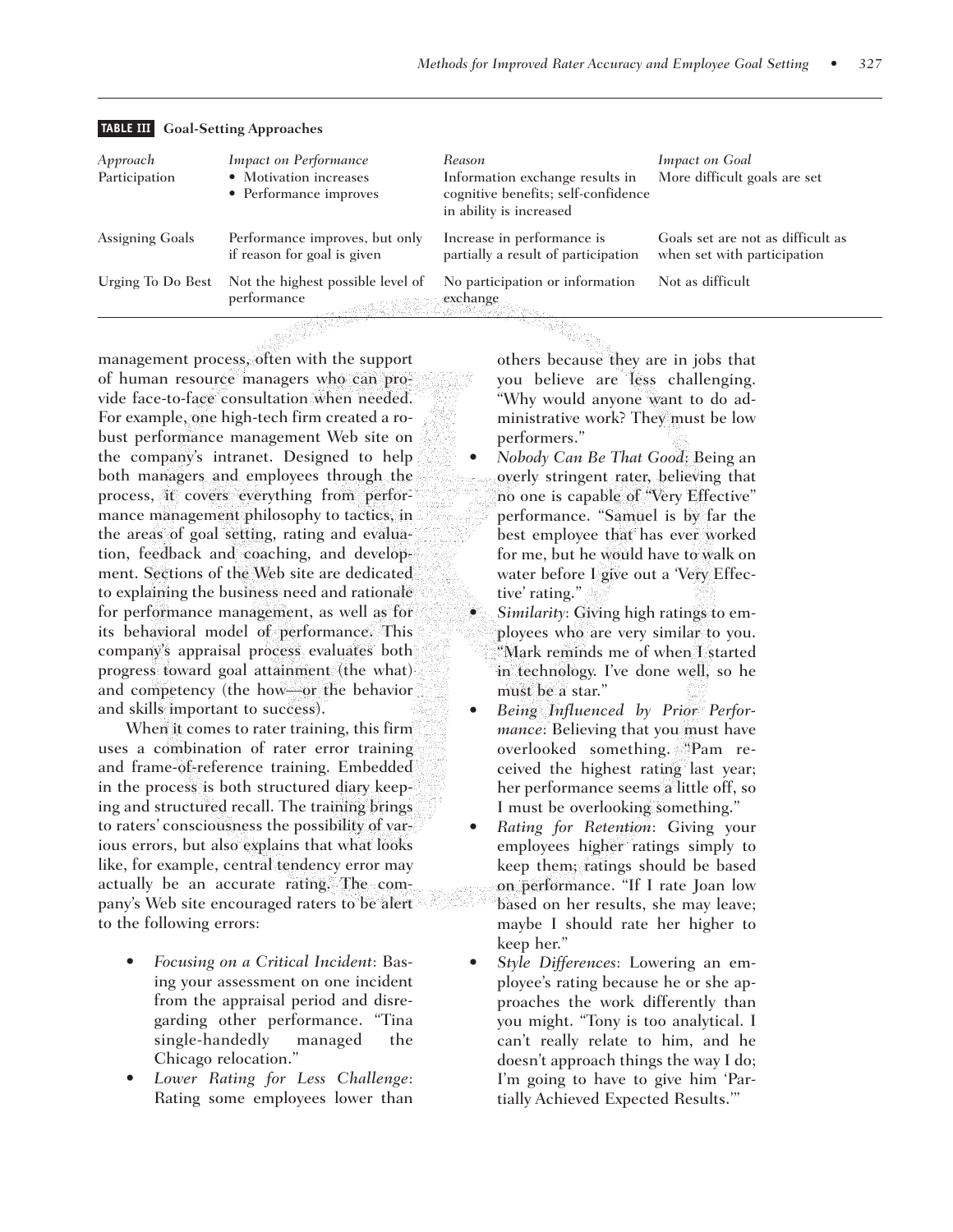**TABLE III Goal-Setting Approaches**

| Approach | Impact on Performance | Reason | Impact on Goal |
|---|---|---|---|
| Participation | • Motivation increases<br>• Performance improves | Information exchange results in cognitive benefits; self-confidence in ability is increased | More difficult goals are set |
| Assigning Goals | Performance improves, but only if reason for goal is given | Increase in performance is partially a result of participation | Goals set are not as difficult as when set with participation |
| Urging To Do Best | Not the highest possible level of performance | No participation or information exchange | Not as difficult |

management process, often with the support of human resource managers who can provide face-to-face consultation when needed. For example, one high-tech firm created a robust performance management Web site on the company's intranet. Designed to help both managers and employees through the process, it covers everything from performance management philosophy to tactics, in the areas of goal setting, rating and evaluation, feedback and coaching, and development. Sections of the Web site are dedicated to explaining the business need and rationale for performance management, as well as for its behavioral model of performance. This company's appraisal process evaluates both progress toward goal attainment (the what) and competency (the how—or the behavior and skills important to success).

When it comes to rater training, this firm uses a combination of rater error training and frame-of-reference training. Embedded in the process is both structured diary keeping and structured recall. The training brings to raters' consciousness the possibility of various errors, but also explains that what looks like, for example, central tendency error may actually be an accurate rating. The company's Web site encouraged raters to be alert to the following errors:

- *Focusing on a Critical Incident*: Basing your assessment on one incident from the appraisal period and disregarding other performance. "Tina single-handedly managed the Chicago relocation."
- *Lower Rating for Less Challenge*: Rating some employees lower than others because they are in jobs that you believe are less challenging. "Why would anyone want to do administrative work? They must be low performers."
- *Nobody Can Be That Good*: Being an overly stringent rater, believing that no one is capable of "Very Effective" performance. "Samuel is by far the best employee that has ever worked for me, but he would have to walk on water before I give out a 'Very Effective' rating."
- *Similarity*: Giving high ratings to employees who are very similar to you. "Mark reminds me of when I started in technology. I've done well, so he must be a star."
- *Being Influenced by Prior Performance*: Believing that you must have overlooked something. "Pam received the highest rating last year; her performance seems a little off, so I must be overlooking something."
- *Rating for Retention*: Giving your employees higher ratings simply to keep them; ratings should be based on performance. "If I rate Joan low based on her results, she may leave; maybe I should rate her higher to keep her."
- *Style Differences*: Lowering an employee's rating because he or she approaches the work differently than you might. "Tony is too analytical. I can't really relate to him, and he doesn't approach things the way I do; I'm going to have to give him 'Partially Achieved Expected Results.'"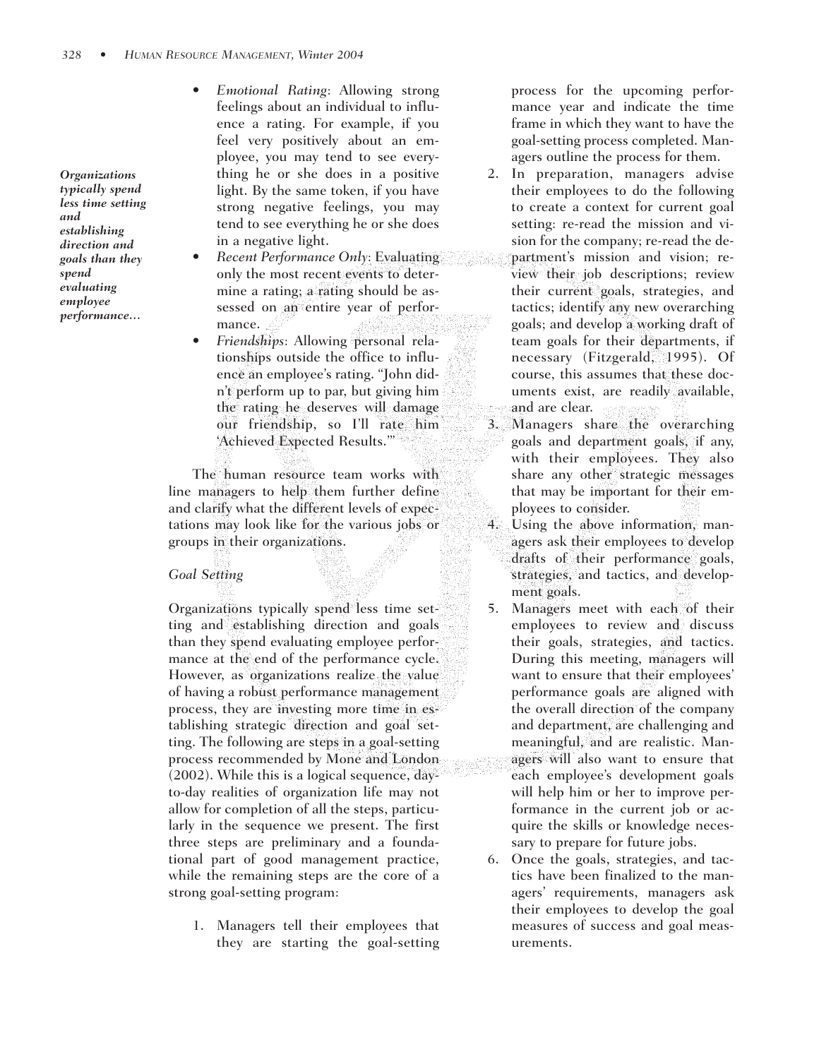- *Emotional Rating*: Allowing strong feelings about an individual to influence a rating. For example, if you feel very positively about an employee, you may tend to see everything he or she does in a positive light. By the same token, if you have strong negative feelings, you may tend to see everything he or she does in a negative light.
- *Recent Performance Only*: Evaluating only the most recent events to determine a rating; a rating should be assessed on an entire year of performance.
- *Friendships*: Allowing personal relationships outside the office to influence an employee's rating. "John didn't perform up to par, but giving him the rating he deserves will damage our friendship, so I'll rate him 'Achieved Expected Results.'"

The human resource team works with line managers to help them further define and clarify what the different levels of expectations may look like for the various jobs or groups in their organizations.

*Organizations typically spend less time setting and establishing direction and goals than they spend evaluating employee performance…*

### *Goal Setting*

Organizations typically spend less time setting and establishing direction and goals than they spend evaluating employee performance at the end of the performance cycle. However, as organizations realize the value of having a robust performance management process, they are investing more time in establishing strategic direction and goal setting. The following are steps in a goal-setting process recommended by Mone and London (2002). While this is a logical sequence, day-to-day realities of organization life may not allow for completion of all the steps, particularly in the sequence we present. The first three steps are preliminary and a foundational part of good management practice, while the remaining steps are the core of a strong goal-setting program:

1. Managers tell their employees that they are starting the goal-setting process for the upcoming performance year and indicate the time frame in which they want to have the goal-setting process completed. Managers outline the process for them.
2. In preparation, managers advise their employees to do the following to create a context for current goal setting: re-read the mission and vision for the company; re-read the department's mission and vision; review their job descriptions; review their current goals, strategies, and tactics; identify any new overarching goals; and develop a working draft of team goals for their departments, if necessary (Fitzgerald, 1995). Of course, this assumes that these documents exist, are readily available, and are clear.
3. Managers share the overarching goals and department goals, if any, with their employees. They also share any other strategic messages that may be important for their employees to consider.
4. Using the above information, managers ask their employees to develop drafts of their performance goals, strategies, and tactics, and development goals.
5. Managers meet with each of their employees to review and discuss their goals, strategies, and tactics. During this meeting, managers will want to ensure that their employees' performance goals are aligned with the overall direction of the company and department, are challenging and meaningful, and are realistic. Managers will also want to ensure that each employee's development goals will help him or her to improve performance in the current job or acquire the skills or knowledge necessary to prepare for future jobs.
6. Once the goals, strategies, and tactics have been finalized to the managers' requirements, managers ask their employees to develop the goal measures of success and goal measurements.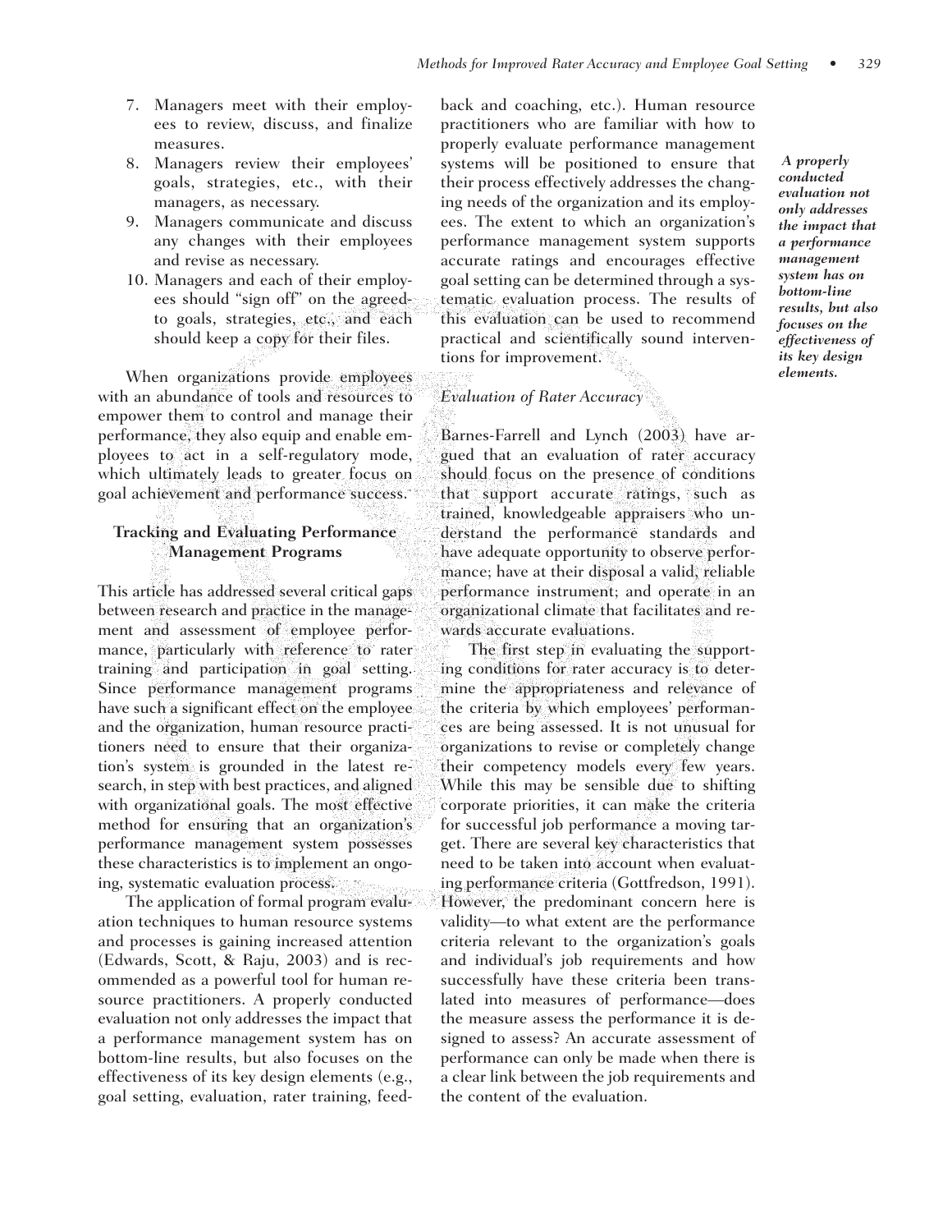7. Managers meet with their employees to review, discuss, and finalize measures.
8. Managers review their employees' goals, strategies, etc., with their managers, as necessary.
9. Managers communicate and discuss any changes with their employees and revise as necessary.
10. Managers and each of their employees should "sign off" on the agreed-to goals, strategies, etc., and each should keep a copy for their files.

When organizations provide employees with an abundance of tools and resources to empower them to control and manage their performance, they also equip and enable employees to act in a self-regulatory mode, which ultimately leads to greater focus on goal achievement and performance success.

## Tracking and Evaluating Performance Management Programs

This article has addressed several critical gaps between research and practice in the management and assessment of employee performance, particularly with reference to rater training and participation in goal setting. Since performance management programs have such a significant effect on the employee and the organization, human resource practitioners need to ensure that their organization's system is grounded in the latest research, in step with best practices, and aligned with organizational goals. The most effective method for ensuring that an organization's performance management system possesses these characteristics is to implement an ongoing, systematic evaluation process.

The application of formal program evaluation techniques to human resource systems and processes is gaining increased attention (Edwards, Scott, & Raju, 2003) and is recommended as a powerful tool for human resource practitioners. A properly conducted evaluation not only addresses the impact that a performance management system has on bottom-line results, but also focuses on the effectiveness of its key design elements (e.g., goal setting, evaluation, rater training, feedback and coaching, etc.). Human resource practitioners who are familiar with how to properly evaluate performance management systems will be positioned to ensure that their process effectively addresses the changing needs of the organization and its employees. The extent to which an organization's performance management system supports accurate ratings and encourages effective goal setting can be determined through a systematic evaluation process. The results of this evaluation can be used to recommend practical and scientifically sound interventions for improvement.

***A properly conducted evaluation not only addresses the impact that a performance management system has on bottom-line results, but also focuses on the effectiveness of its key design elements.***

### *Evaluation of Rater Accuracy*

Barnes-Farrell and Lynch (2003) have argued that an evaluation of rater accuracy should focus on the presence of conditions that support accurate ratings, such as trained, knowledgeable appraisers who understand the performance standards and have adequate opportunity to observe performance; have at their disposal a valid, reliable performance instrument; and operate in an organizational climate that facilitates and rewards accurate evaluations.

The first step in evaluating the supporting conditions for rater accuracy is to determine the appropriateness and relevance of the criteria by which employees' performances are being assessed. It is not unusual for organizations to revise or completely change their competency models every few years. While this may be sensible due to shifting corporate priorities, it can make the criteria for successful job performance a moving target. There are several key characteristics that need to be taken into account when evaluating performance criteria (Gottfredson, 1991). However, the predominant concern here is validity—to what extent are the performance criteria relevant to the organization's goals and individual's job requirements and how successfully have these criteria been translated into measures of performance—does the measure assess the performance it is designed to assess? An accurate assessment of performance can only be made when there is a clear link between the job requirements and the content of the evaluation.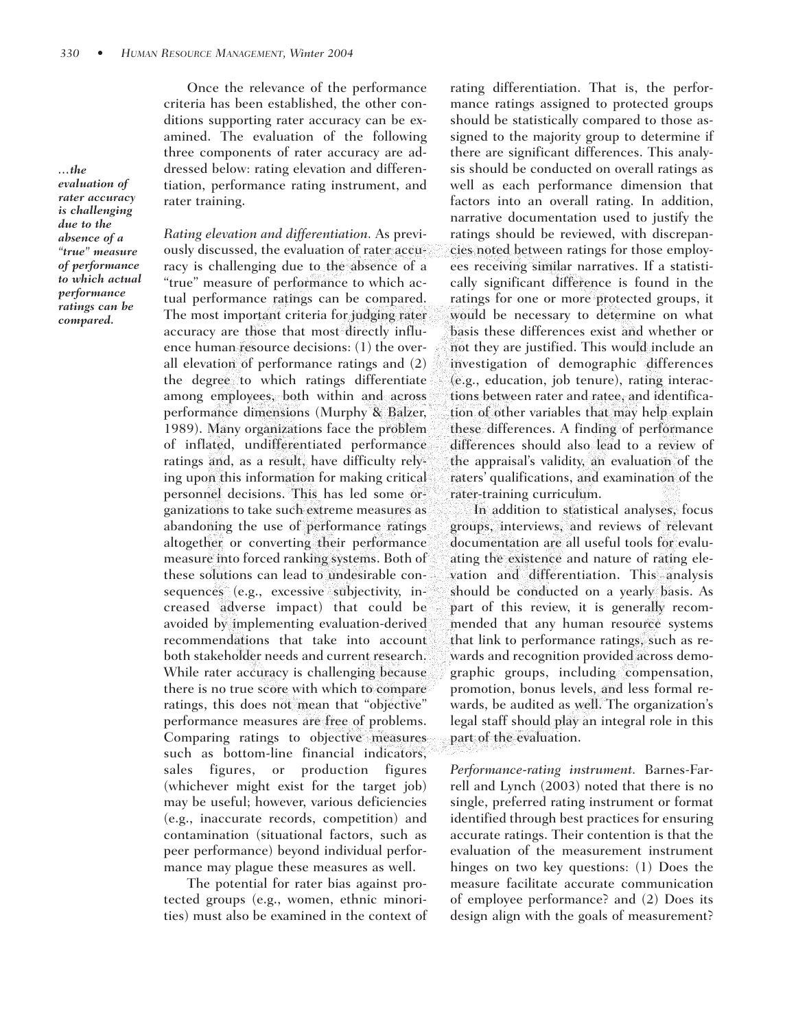Once the relevance of the performance criteria has been established, the other conditions supporting rater accuracy can be examined. The evaluation of the following three components of rater accuracy are addressed below: rating elevation and differentiation, performance rating instrument, and rater training.

*…the evaluation of rater accuracy is challenging due to the absence of a "true" measure of performance to which actual performance ratings can be compared.*

*Rating elevation and differentiation.* As previously discussed, the evaluation of rater accuracy is challenging due to the absence of a "true" measure of performance to which actual performance ratings can be compared. The most important criteria for judging rater accuracy are those that most directly influence human resource decisions: (1) the overall elevation of performance ratings and (2) the degree to which ratings differentiate among employees, both within and across performance dimensions (Murphy & Balzer, 1989). Many organizations face the problem of inflated, undifferentiated performance ratings and, as a result, have difficulty relying upon this information for making critical personnel decisions. This has led some organizations to take such extreme measures as abandoning the use of performance ratings altogether or converting their performance measure into forced ranking systems. Both of these solutions can lead to undesirable consequences (e.g., excessive subjectivity, increased adverse impact) that could be avoided by implementing evaluation-derived recommendations that take into account both stakeholder needs and current research. While rater accuracy is challenging because there is no true score with which to compare ratings, this does not mean that "objective" performance measures are free of problems. Comparing ratings to objective measures such as bottom-line financial indicators, sales figures, or production figures (whichever might exist for the target job) may be useful; however, various deficiencies (e.g., inaccurate records, competition) and contamination (situational factors, such as peer performance) beyond individual performance may plague these measures as well.

The potential for rater bias against protected groups (e.g., women, ethnic minorities) must also be examined in the context of rating differentiation. That is, the performance ratings assigned to protected groups should be statistically compared to those assigned to the majority group to determine if there are significant differences. This analysis should be conducted on overall ratings as well as each performance dimension that factors into an overall rating. In addition, narrative documentation used to justify the ratings should be reviewed, with discrepancies noted between ratings for those employees receiving similar narratives. If a statistically significant difference is found in the ratings for one or more protected groups, it would be necessary to determine on what basis these differences exist and whether or not they are justified. This would include an investigation of demographic differences (e.g., education, job tenure), rating interactions between rater and ratee, and identification of other variables that may help explain these differences. A finding of performance differences should also lead to a review of the appraisal's validity, an evaluation of the raters' qualifications, and examination of the rater-training curriculum.

In addition to statistical analyses, focus groups, interviews, and reviews of relevant documentation are all useful tools for evaluating the existence and nature of rating elevation and differentiation. This analysis should be conducted on a yearly basis. As part of this review, it is generally recommended that any human resource systems that link to performance ratings, such as rewards and recognition provided across demographic groups, including compensation, promotion, bonus levels, and less formal rewards, be audited as well. The organization's legal staff should play an integral role in this part of the evaluation.

*Performance-rating instrument.* Barnes-Farrell and Lynch (2003) noted that there is no single, preferred rating instrument or format identified through best practices for ensuring accurate ratings. Their contention is that the evaluation of the measurement instrument hinges on two key questions: (1) Does the measure facilitate accurate communication of employee performance? and (2) Does its design align with the goals of measurement?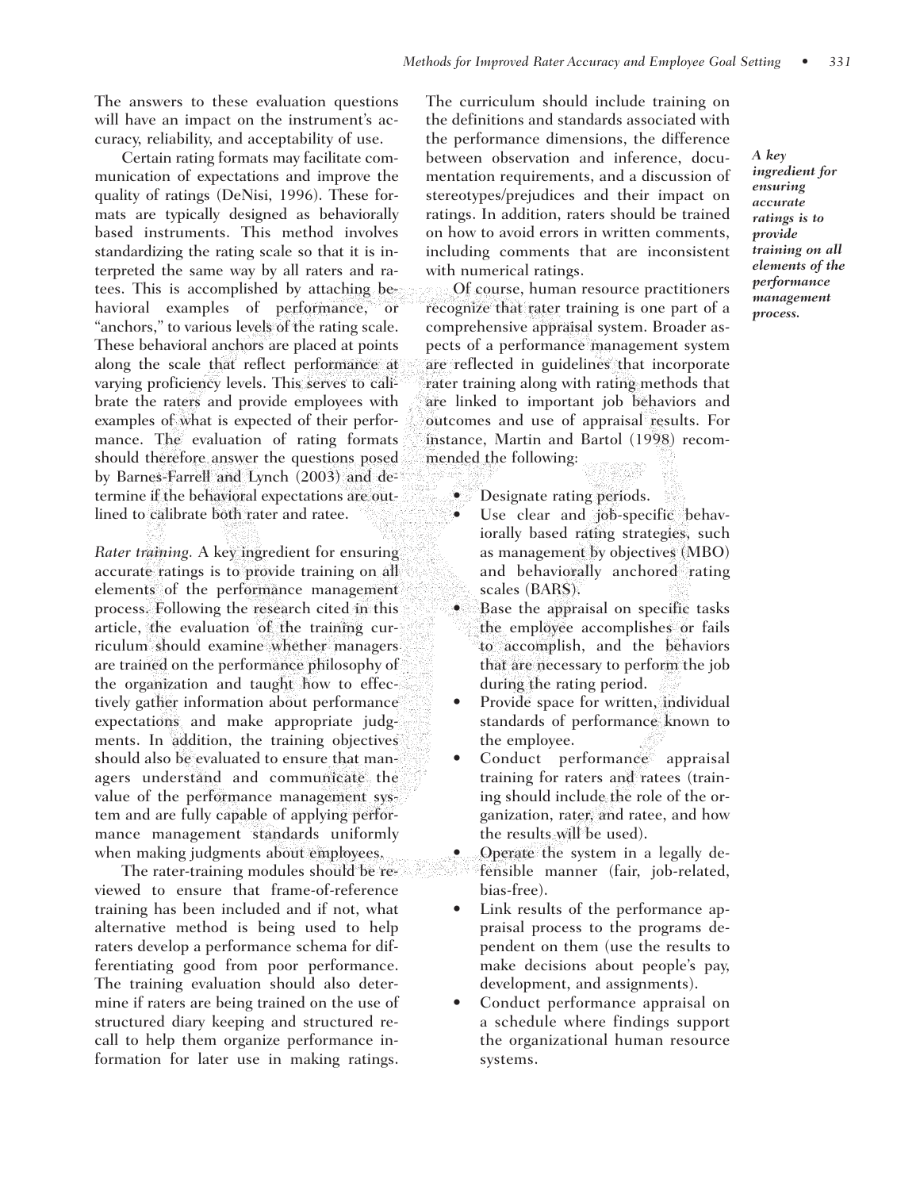The answers to these evaluation questions will have an impact on the instrument's accuracy, reliability, and acceptability of use.

Certain rating formats may facilitate communication of expectations and improve the quality of ratings (DeNisi, 1996). These formats are typically designed as behaviorally based instruments. This method involves standardizing the rating scale so that it is interpreted the same way by all raters and ratees. This is accomplished by attaching behavioral examples of performance, or "anchors," to various levels of the rating scale. These behavioral anchors are placed at points along the scale that reflect performance at varying proficiency levels. This serves to calibrate the raters and provide employees with examples of what is expected of their performance. The evaluation of rating formats should therefore answer the questions posed by Barnes-Farrell and Lynch (2003) and determine if the behavioral expectations are outlined to calibrate both rater and ratee.

*Rater training.* A key ingredient for ensuring accurate ratings is to provide training on all elements of the performance management process. Following the research cited in this article, the evaluation of the training curriculum should examine whether managers are trained on the performance philosophy of the organization and taught how to effectively gather information about performance expectations and make appropriate judgments. In addition, the training objectives should also be evaluated to ensure that managers understand and communicate the value of the performance management system and are fully capable of applying performance management standards uniformly when making judgments about employees.

The rater-training modules should be reviewed to ensure that frame-of-reference training has been included and if not, what alternative method is being used to help raters develop a performance schema for differentiating good from poor performance. The training evaluation should also determine if raters are being trained on the use of structured diary keeping and structured recall to help them organize performance information for later use in making ratings. The curriculum should include training on the definitions and standards associated with the performance dimensions, the difference between observation and inference, documentation requirements, and a discussion of stereotypes/prejudices and their impact on ratings. In addition, raters should be trained on how to avoid errors in written comments, including comments that are inconsistent with numerical ratings.

*A key ingredient for ensuring accurate ratings is to provide training on all elements of the performance management process.*

Of course, human resource practitioners recognize that rater training is one part of a comprehensive appraisal system. Broader aspects of a performance management system are reflected in guidelines that incorporate rater training along with rating methods that are linked to important job behaviors and outcomes and use of appraisal results. For instance, Martin and Bartol (1998) recommended the following:

- Designate rating periods.
- Use clear and job-specific behaviorally based rating strategies, such as management by objectives (MBO) and behaviorally anchored rating scales (BARS).
- Base the appraisal on specific tasks the employee accomplishes or fails to accomplish, and the behaviors that are necessary to perform the job during the rating period.
- Provide space for written, individual standards of performance known to the employee.
- Conduct performance appraisal training for raters and ratees (training should include the role of the organization, rater, and ratee, and how the results will be used).
- Operate the system in a legally defensible manner (fair, job-related, bias-free).
- Link results of the performance appraisal process to the programs dependent on them (use the results to make decisions about people's pay, development, and assignments).
- Conduct performance appraisal on a schedule where findings support the organizational human resource systems.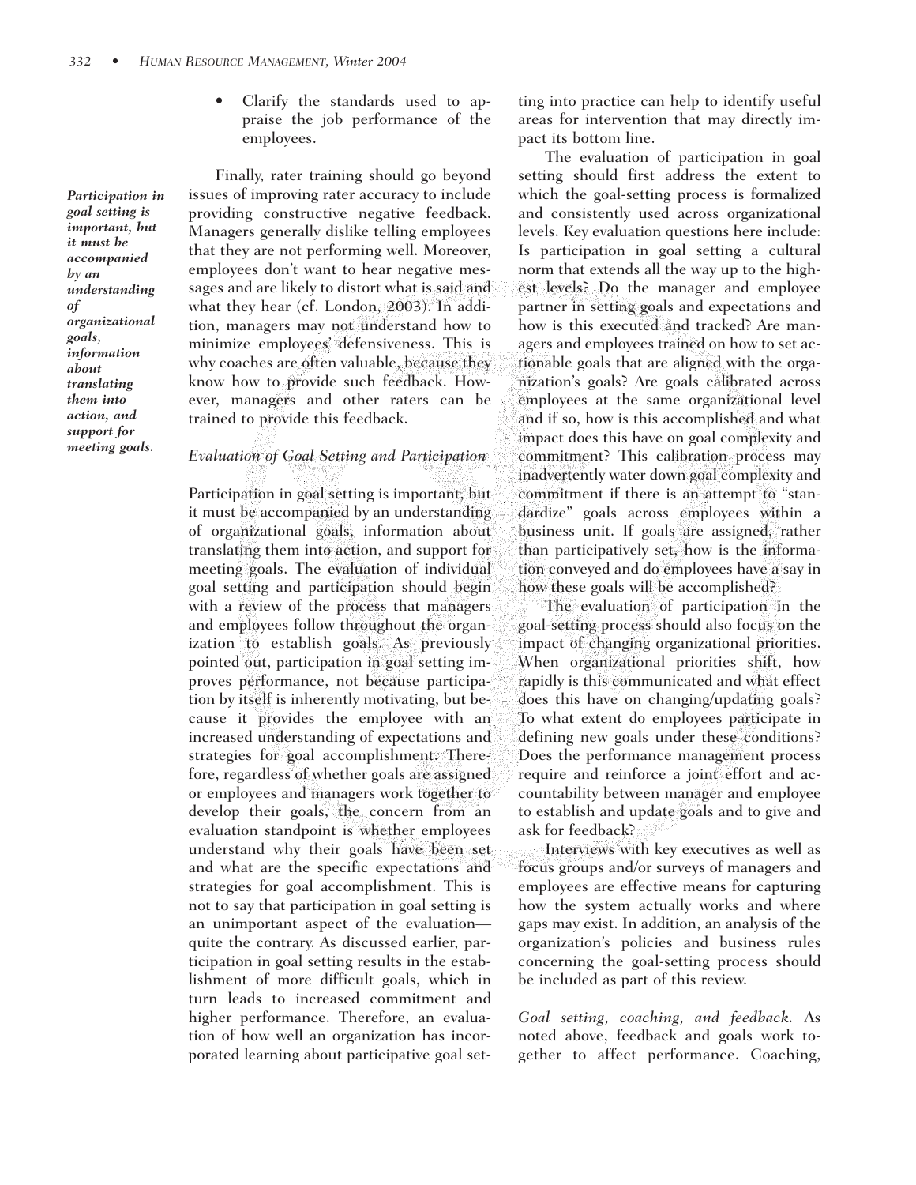- Clarify the standards used to appraise the job performance of the employees.

Finally, rater training should go beyond issues of improving rater accuracy to include providing constructive negative feedback. Managers generally dislike telling employees that they are not performing well. Moreover, employees don't want to hear negative messages and are likely to distort what is said and what they hear (cf. London, 2003). In addition, managers may not understand how to minimize employees' defensiveness. This is why coaches are often valuable, because they know how to provide such feedback. However, managers and other raters can be trained to provide this feedback.

***Participation in goal setting is important, but it must be accompanied by an understanding of organizational goals, information about translating them into action, and support for meeting goals.***

*Evaluation of Goal Setting and Participation*

Participation in goal setting is important, but it must be accompanied by an understanding of organizational goals, information about translating them into action, and support for meeting goals. The evaluation of individual goal setting and participation should begin with a review of the process that managers and employees follow throughout the organization to establish goals. As previously pointed out, participation in goal setting improves performance, not because participation by itself is inherently motivating, but because it provides the employee with an increased understanding of expectations and strategies for goal accomplishment. Therefore, regardless of whether goals are assigned or employees and managers work together to develop their goals, the concern from an evaluation standpoint is whether employees understand why their goals have been set and what are the specific expectations and strategies for goal accomplishment. This is not to say that participation in goal setting is an unimportant aspect of the evaluation—quite the contrary. As discussed earlier, participation in goal setting results in the establishment of more difficult goals, which in turn leads to increased commitment and higher performance. Therefore, an evaluation of how well an organization has incorporated learning about participative goal setting into practice can help to identify useful areas for intervention that may directly impact its bottom line.

The evaluation of participation in goal setting should first address the extent to which the goal-setting process is formalized and consistently used across organizational levels. Key evaluation questions here include: Is participation in goal setting a cultural norm that extends all the way up to the highest levels? Do the manager and employee partner in setting goals and expectations and how is this executed and tracked? Are managers and employees trained on how to set actionable goals that are aligned with the organization's goals? Are goals calibrated across employees at the same organizational level and if so, how is this accomplished and what impact does this have on goal complexity and commitment? This calibration process may inadvertently water down goal complexity and commitment if there is an attempt to "standardize" goals across employees within a business unit. If goals are assigned, rather than participatively set, how is the information conveyed and do employees have a say in how these goals will be accomplished?

The evaluation of participation in the goal-setting process should also focus on the impact of changing organizational priorities. When organizational priorities shift, how rapidly is this communicated and what effect does this have on changing/updating goals? To what extent do employees participate in defining new goals under these conditions? Does the performance management process require and reinforce a joint effort and accountability between manager and employee to establish and update goals and to give and ask for feedback?

Interviews with key executives as well as focus groups and/or surveys of managers and employees are effective means for capturing how the system actually works and where gaps may exist. In addition, an analysis of the organization's policies and business rules concerning the goal-setting process should be included as part of this review.

*Goal setting, coaching, and feedback.* As noted above, feedback and goals work together to affect performance. Coaching,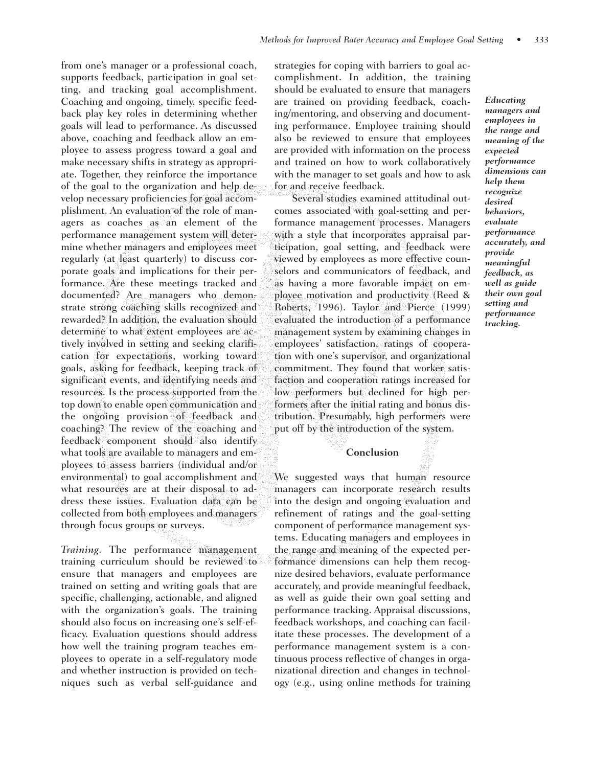from one's manager or a professional coach, supports feedback, participation in goal setting, and tracking goal accomplishment. Coaching and ongoing, timely, specific feedback play key roles in determining whether goals will lead to performance. As discussed above, coaching and feedback allow an employee to assess progress toward a goal and make necessary shifts in strategy as appropriate. Together, they reinforce the importance of the goal to the organization and help develop necessary proficiencies for goal accomplishment. An evaluation of the role of managers as coaches as an element of the performance management system will determine whether managers and employees meet regularly (at least quarterly) to discuss corporate goals and implications for their performance. Are these meetings tracked and documented? Are managers who demonstrate strong coaching skills recognized and rewarded? In addition, the evaluation should determine to what extent employees are actively involved in setting and seeking clarification for expectations, working toward goals, asking for feedback, keeping track of significant events, and identifying needs and resources. Is the process supported from the top down to enable open communication and the ongoing provision of feedback and coaching? The review of the coaching and feedback component should also identify what tools are available to managers and employees to assess barriers (individual and/or environmental) to goal accomplishment and what resources are at their disposal to address these issues. Evaluation data can be collected from both employees and managers through focus groups or surveys.

*Training.* The performance management training curriculum should be reviewed to ensure that managers and employees are trained on setting and writing goals that are specific, challenging, actionable, and aligned with the organization's goals. The training should also focus on increasing one's self-efficacy. Evaluation questions should address how well the training program teaches employees to operate in a self-regulatory mode and whether instruction is provided on techniques such as verbal self-guidance and strategies for coping with barriers to goal accomplishment. In addition, the training should be evaluated to ensure that managers are trained on providing feedback, coaching/mentoring, and observing and documenting performance. Employee training should also be reviewed to ensure that employees are provided with information on the process and trained on how to work collaboratively with the manager to set goals and how to ask for and receive feedback.

Several studies examined attitudinal outcomes associated with goal-setting and performance management processes. Managers with a style that incorporates appraisal participation, goal setting, and feedback were viewed by employees as more effective counselors and communicators of feedback, and as having a more favorable impact on employee motivation and productivity (Reed & Roberts, 1996). Taylor and Pierce (1999) evaluated the introduction of a performance management system by examining changes in employees' satisfaction, ratings of cooperation with one's supervisor, and organizational commitment. They found that worker satisfaction and cooperation ratings increased for low performers but declined for high performers after the initial rating and bonus distribution. Presumably, high performers were put off by the introduction of the system.

## Conclusion

We suggested ways that human resource managers can incorporate research results into the design and ongoing evaluation and refinement of ratings and the goal-setting component of performance management systems. Educating managers and employees in the range and meaning of the expected performance dimensions can help them recognize desired behaviors, evaluate performance accurately, and provide meaningful feedback, as well as guide their own goal setting and performance tracking. Appraisal discussions, feedback workshops, and coaching can facilitate these processes. The development of a performance management system is a continuous process reflective of changes in organizational direction and changes in technology (e.g., using online methods for training

***Educating managers and employees in the range and meaning of the expected performance dimensions can help them recognize desired behaviors, evaluate performance accurately, and provide meaningful feedback, as well as guide their own goal setting and performance tracking.***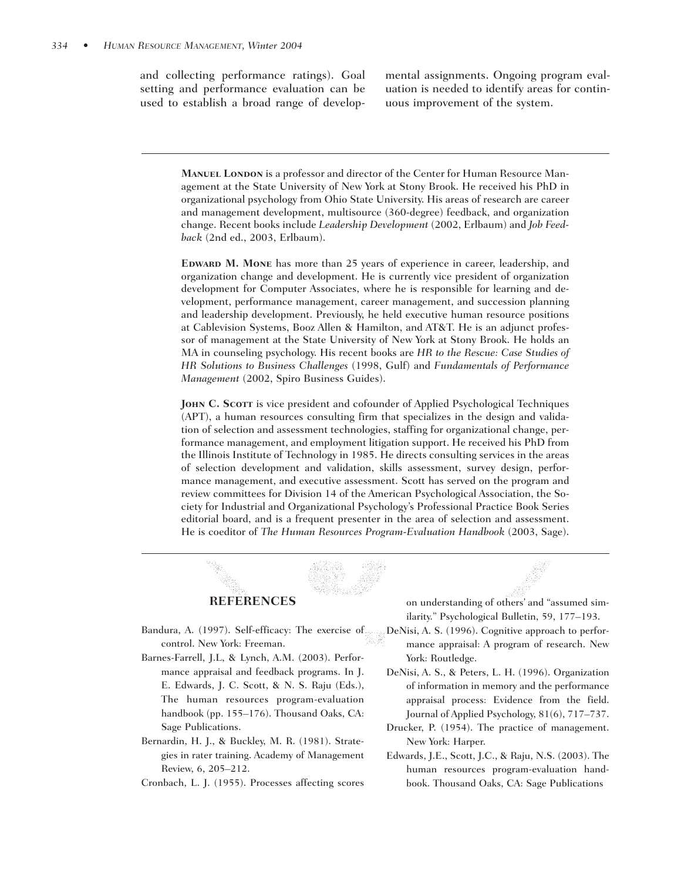and collecting performance ratings). Goal setting and performance evaluation can be used to establish a broad range of developmental assignments. Ongoing program evaluation is needed to identify areas for continuous improvement of the system.

---

**MANUEL LONDON** is a professor and director of the Center for Human Resource Management at the State University of New York at Stony Brook. He received his PhD in organizational psychology from Ohio State University. His areas of research are career and management development, multisource (360-degree) feedback, and organization change. Recent books include *Leadership Development* (2002, Erlbaum) and *Job Feedback* (2nd ed., 2003, Erlbaum).

**EDWARD M. MONE** has more than 25 years of experience in career, leadership, and organization change and development. He is currently vice president of organization development for Computer Associates, where he is responsible for learning and development, performance management, career management, and succession planning and leadership development. Previously, he held executive human resource positions at Cablevision Systems, Booz Allen & Hamilton, and AT&T. He is an adjunct professor of management at the State University of New York at Stony Brook. He holds an MA in counseling psychology. His recent books are *HR to the Rescue: Case Studies of HR Solutions to Business Challenges* (1998, Gulf) and *Fundamentals of Performance Management* (2002, Spiro Business Guides).

**JOHN C. SCOTT** is vice president and cofounder of Applied Psychological Techniques (APT), a human resources consulting firm that specializes in the design and validation of selection and assessment technologies, staffing for organizational change, performance management, and employment litigation support. He received his PhD from the Illinois Institute of Technology in 1985. He directs consulting services in the areas of selection development and validation, skills assessment, survey design, performance management, and executive assessment. Scott has served on the program and review committees for Division 14 of the American Psychological Association, the Society for Industrial and Organizational Psychology's Professional Practice Book Series editorial board, and is a frequent presenter in the area of selection and assessment. He is coeditor of *The Human Resources Program-Evaluation Handbook* (2003, Sage).

---

## REFERENCES

Bandura, A. (1997). Self-efficacy: The exercise of control. New York: Freeman.

Barnes-Farrell, J.L, & Lynch, A.M. (2003). Performance appraisal and feedback programs. In J. E. Edwards, J. C. Scott, & N. S. Raju (Eds.), The human resources program-evaluation handbook (pp. 155–176). Thousand Oaks, CA: Sage Publications.

Bernardin, H. J., & Buckley, M. R. (1981). Strategies in rater training. Academy of Management Review, 6, 205–212.

Cronbach, L. J. (1955). Processes affecting scores on understanding of others' and "assumed similarity." Psychological Bulletin, 59, 177–193.

DeNisi, A. S. (1996). Cognitive approach to performance appraisal: A program of research. New York: Routledge.

DeNisi, A. S., & Peters, L. H. (1996). Organization of information in memory and the performance appraisal process: Evidence from the field. Journal of Applied Psychology, 81(6), 717–737.

Drucker, P. (1954). The practice of management. New York: Harper.

Edwards, J.E., Scott, J.C., & Raju, N.S. (2003). The human resources program-evaluation handbook. Thousand Oaks, CA: Sage Publications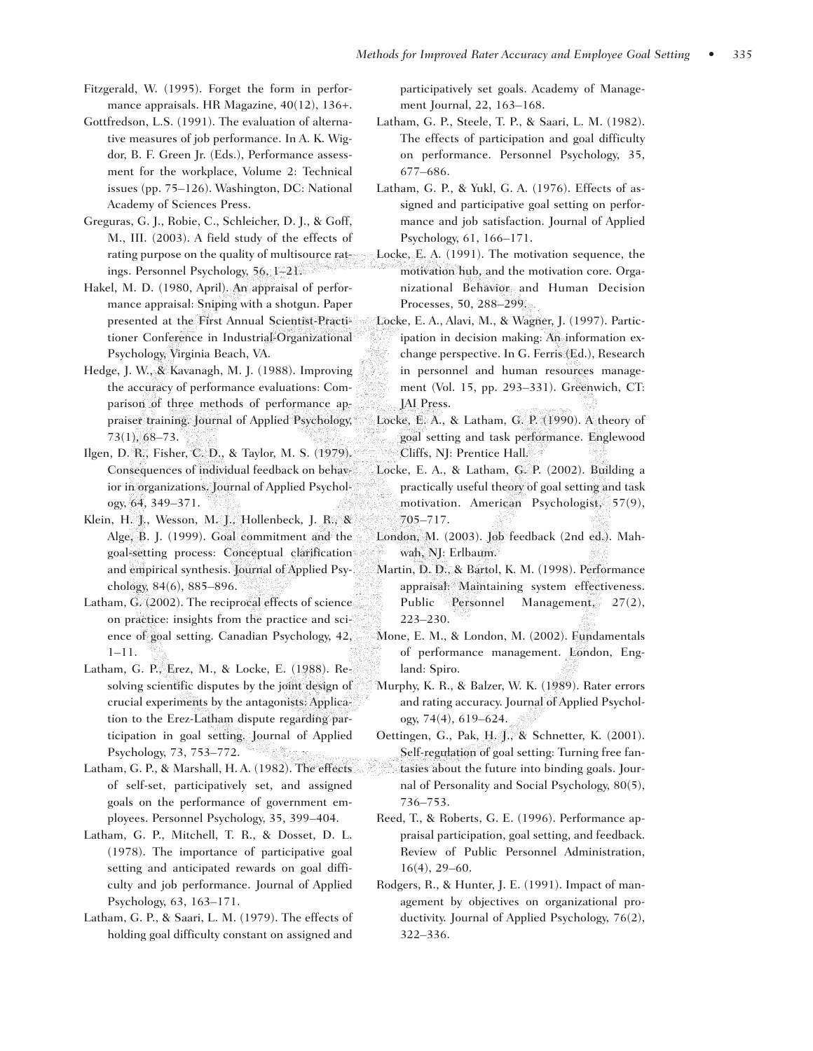Fitzgerald, W. (1995). Forget the form in performance appraisals. HR Magazine, 40(12), 136+.

Gottfredson, L.S. (1991). The evaluation of alternative measures of job performance. In A. K. Wigdor, B. F. Green Jr. (Eds.), Performance assessment for the workplace, Volume 2: Technical issues (pp. 75–126). Washington, DC: National Academy of Sciences Press.

Greguras, G. J., Robie, C., Schleicher, D. J., & Goff, M., III. (2003). A field study of the effects of rating purpose on the quality of multisource ratings. Personnel Psychology, 56, 1–21.

Hakel, M. D. (1980, April). An appraisal of performance appraisal: Sniping with a shotgun. Paper presented at the First Annual Scientist-Practitioner Conference in Industrial-Organizational Psychology, Virginia Beach, VA.

Hedge, J. W., & Kavanagh, M. J. (1988). Improving the accuracy of performance evaluations: Comparison of three methods of performance appraiser training. Journal of Applied Psychology, 73(1), 68–73.

Ilgen, D. R., Fisher, C. D., & Taylor, M. S. (1979). Consequences of individual feedback on behavior in organizations. Journal of Applied Psychology, 64, 349–371.

Klein, H. J., Wesson, M. J., Hollenbeck, J. R., & Alge, B. J. (1999). Goal commitment and the goal-setting process: Conceptual clarification and empirical synthesis. Journal of Applied Psychology, 84(6), 885–896.

Latham, G. (2002). The reciprocal effects of science on practice: insights from the practice and science of goal setting. Canadian Psychology, 42, 1–11.

Latham, G. P., Erez, M., & Locke, E. (1988). Resolving scientific disputes by the joint design of crucial experiments by the antagonists: Application to the Erez-Latham dispute regarding participation in goal setting. Journal of Applied Psychology, 73, 753–772.

Latham, G. P., & Marshall, H. A. (1982). The effects of self-set, participatively set, and assigned goals on the performance of government employees. Personnel Psychology, 35, 399–404.

Latham, G. P., Mitchell, T. R., & Dosset, D. L. (1978). The importance of participative goal setting and anticipated rewards on goal difficulty and job performance. Journal of Applied Psychology, 63, 163–171.

Latham, G. P., & Saari, L. M. (1979). The effects of holding goal difficulty constant on assigned and participatively set goals. Academy of Management Journal, 22, 163–168.

Latham, G. P., Steele, T. P., & Saari, L. M. (1982). The effects of participation and goal difficulty on performance. Personnel Psychology, 35, 677–686.

Latham, G. P., & Yukl, G. A. (1976). Effects of assigned and participative goal setting on performance and job satisfaction. Journal of Applied Psychology, 61, 166–171.

Locke, E. A. (1991). The motivation sequence, the motivation hub, and the motivation core. Organizational Behavior and Human Decision Processes, 50, 288–299.

Locke, E. A., Alavi, M., & Wagner, J. (1997). Participation in decision making: An information exchange perspective. In G. Ferris (Ed.), Research in personnel and human resources management (Vol. 15, pp. 293–331). Greenwich, CT: JAI Press.

Locke, E. A., & Latham, G. P. (1990). A theory of goal setting and task performance. Englewood Cliffs, NJ: Prentice Hall.

Locke, E. A., & Latham, G. P. (2002). Building a practically useful theory of goal setting and task motivation. American Psychologist, 57(9), 705–717.

London, M. (2003). Job feedback (2nd ed.). Mahwah, NJ: Erlbaum.

Martin, D. D., & Bartol, K. M. (1998). Performance appraisal: Maintaining system effectiveness. Public Personnel Management, 27(2), 223–230.

Mone, E. M., & London, M. (2002). Fundamentals of performance management. London, England: Spiro.

Murphy, K. R., & Balzer, W. K. (1989). Rater errors and rating accuracy. Journal of Applied Psychology, 74(4), 619–624.

Oettingen, G., Pak, H. J., & Schnetter, K. (2001). Self-regulation of goal setting: Turning free fantasies about the future into binding goals. Journal of Personality and Social Psychology, 80(5), 736–753.

Reed, T., & Roberts, G. E. (1996). Performance appraisal participation, goal setting, and feedback. Review of Public Personnel Administration, 16(4), 29–60.

Rodgers, R., & Hunter, J. E. (1991). Impact of management by objectives on organizational productivity. Journal of Applied Psychology, 76(2), 322–336.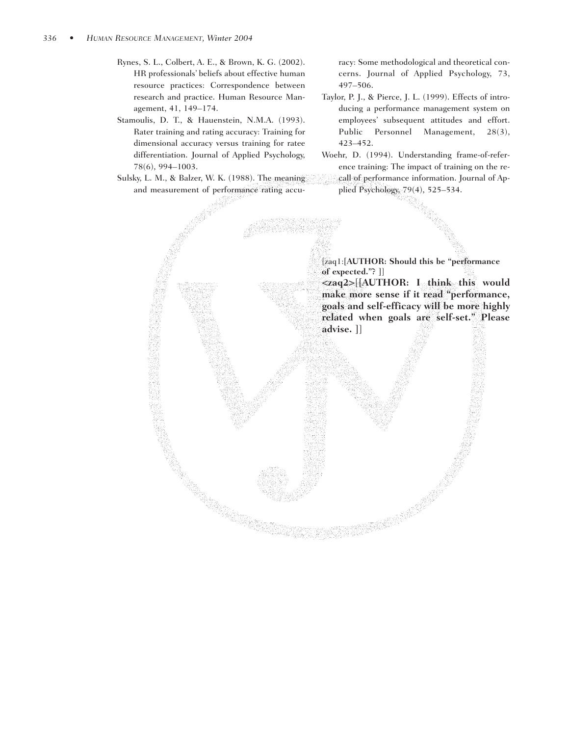Rynes, S. L., Colbert, A. E., & Brown, K. G. (2002). HR professionals' beliefs about effective human resource practices: Correspondence between research and practice. Human Resource Management, 41, 149–174.

Stamoulis, D. T., & Hauenstein, N.M.A. (1993). Rater training and rating accuracy: Training for dimensional accuracy versus training for ratee differentiation. Journal of Applied Psychology, 78(6), 994–1003.

Sulsky, L. M., & Balzer, W. K. (1988). The meaning and measurement of performance rating accuracy: Some methodological and theoretical concerns. Journal of Applied Psychology, 73, 497–506.

Taylor, P. J., & Pierce, J. L. (1999). Effects of introducing a performance management system on employees' subsequent attitudes and effort. Public Personnel Management, 28(3), 423–452.

Woehr, D. (1994). Understanding frame-of-reference training: The impact of training on the recall of performance information. Journal of Applied Psychology, 79(4), 525–534.

[zaq1:[**AUTHOR: Should this be "performance of expected."?** ]]

**<zaq2>[[AUTHOR: I think this would make more sense if it read "performance, goals and self-efficacy will be more highly related when goals are self-set." Please advise.** ]]